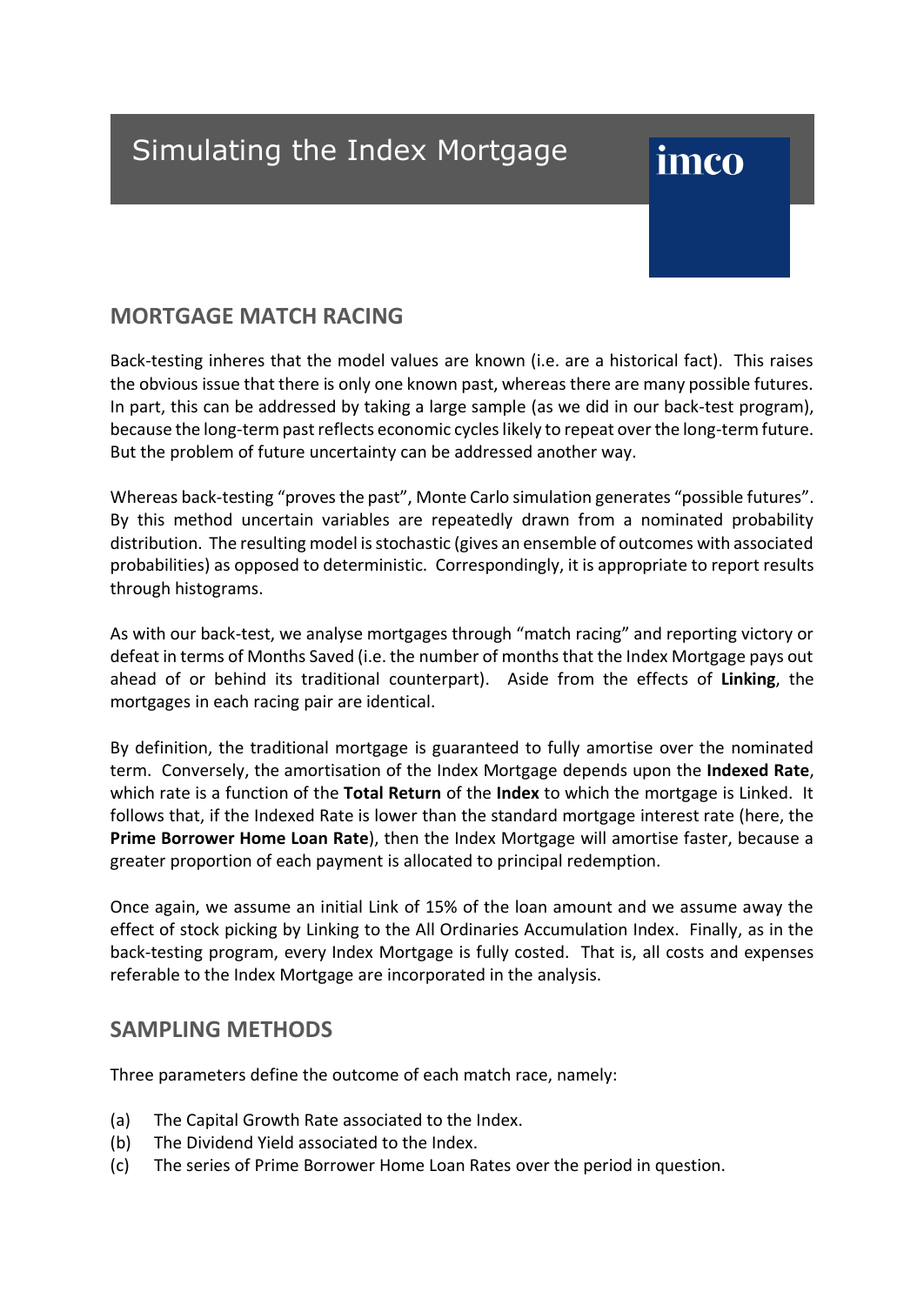# Simulating the Index Mortgage

imco

## MORTGAGE MATCH RACING

Back-testing inheres that the model values are known (i.e. are a historical fact). This raises the obvious issue that there is only one known past, whereas there are many possible futures. In part, this can be addressed by taking a large sample (as we did in our back-test program), because the long-term past reflects economic cycles likely to repeat over the long-term future. But the problem of future uncertainty can be addressed another way.

Whereas back-testing "proves the past", Monte Carlo simulation generates "possible futures". By this method uncertain variables are repeatedly drawn from a nominated probability distribution. The resulting model is stochastic (gives an ensemble of outcomes with associated probabilities) as opposed to deterministic. Correspondingly, it is appropriate to report results through histograms.

As with our back-test, we analyse mortgages through "match racing" and reporting victory or defeat in terms of Months Saved (i.e. the number of months that the Index Mortgage pays out ahead of or behind its traditional counterpart). Aside from the effects of **Linking**, the mortgages in each racing pair are identical.

By definition, the traditional mortgage is guaranteed to fully amortise over the nominated term. Conversely, the amortisation of the Index Mortgage depends upon the **Indexed Rate**, which rate is a function of the **Total Return** of the **Index** to which the mortgage is Linked. It follows that, if the Indexed Rate is lower than the standard mortgage interest rate (here, the **Prime Borrower Home Loan Rate**), then the Index Mortgage will amortise faster, because a greater proportion of each payment is allocated to principal redemption.

Once again, we assume an initial Link of 15% of the loan amount and we assume away the effect of stock picking by Linking to the All Ordinaries Accumulation Index. Finally, as in the back-testing program, every Index Mortgage is fully costed. That is, all costs and expenses referable to the Index Mortgage are incorporated in the analysis.

## SAMPLING METHODS

Three parameters define the outcome of each match race, namely:

(a) The Capital Growth Rate associated to the Index.
(b) The Dividend Yield associated to the Index.
(c) The series of Prime Borrower Home Loan Rates over the period in question.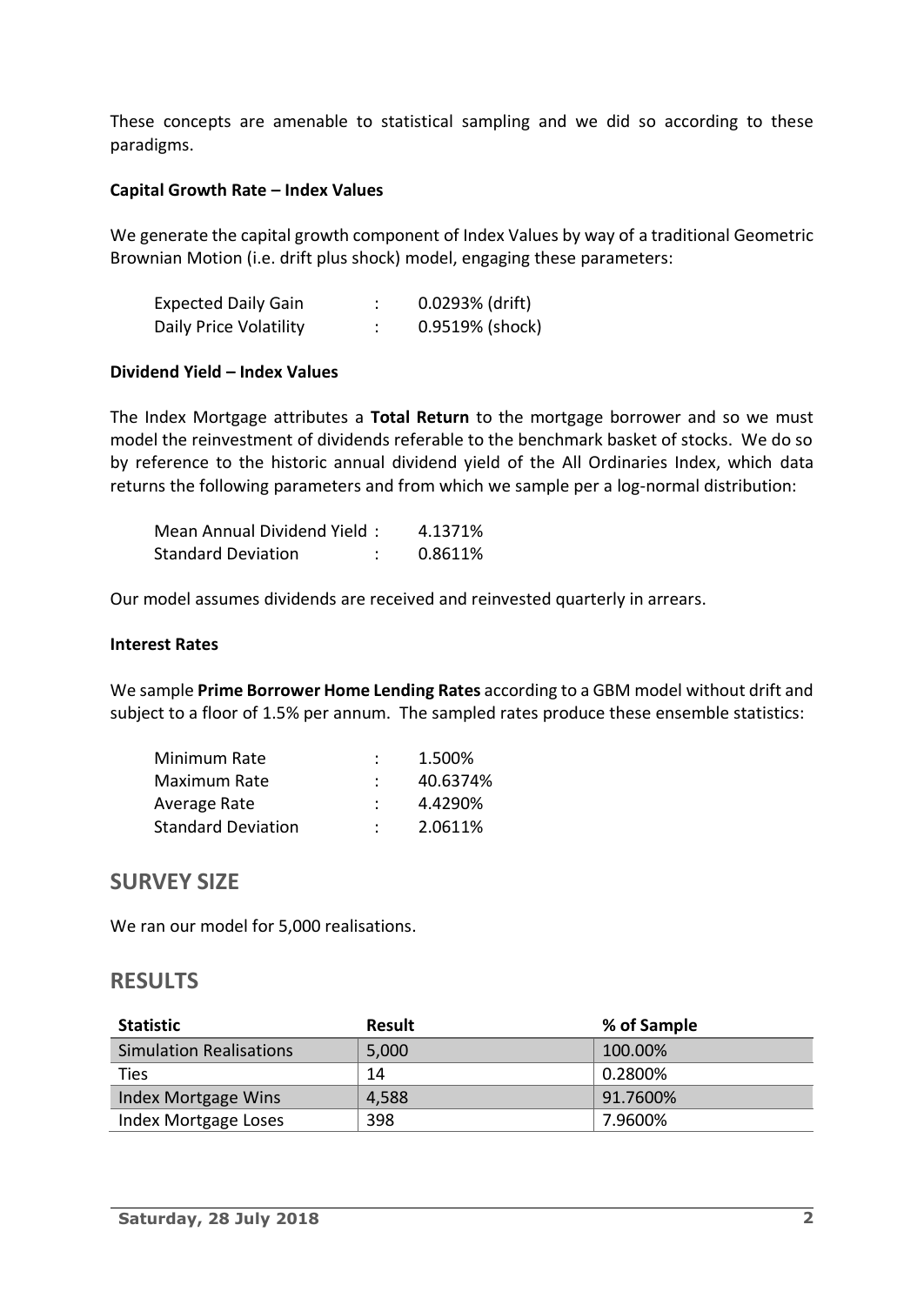These concepts are amenable to statistical sampling and we did so according to these paradigms.

**Capital Growth Rate – Index Values**

We generate the capital growth component of Index Values by way of a traditional Geometric Brownian Motion (i.e. drift plus shock) model, engaging these parameters:

| | | |
|---|---|---|
| Expected Daily Gain | : | 0.0293% (drift) |
| Daily Price Volatility | : | 0.9519% (shock) |

**Dividend Yield – Index Values**

The Index Mortgage attributes a **Total Return** to the mortgage borrower and so we must model the reinvestment of dividends referable to the benchmark basket of stocks. We do so by reference to the historic annual dividend yield of the All Ordinaries Index, which data returns the following parameters and from which we sample per a log-normal distribution:

| | | |
|---|---|---|
| Mean Annual Dividend Yield | : | 4.1371% |
| Standard Deviation | : | 0.8611% |

Our model assumes dividends are received and reinvested quarterly in arrears.

**Interest Rates**

We sample **Prime Borrower Home Lending Rates** according to a GBM model without drift and subject to a floor of 1.5% per annum. The sampled rates produce these ensemble statistics:

| | | |
|---|---|---|
| Minimum Rate | : | 1.500% |
| Maximum Rate | : | 40.6374% |
| Average Rate | : | 4.4290% |
| Standard Deviation | : | 2.0611% |

## SURVEY SIZE

We ran our model for 5,000 realisations.

## RESULTS

| Statistic | Result | % of Sample |
|---|---|---|
| Simulation Realisations | 5,000 | 100.00% |
| Ties | 14 | 0.2800% |
| Index Mortgage Wins | 4,588 | 91.7600% |
| Index Mortgage Loses | 398 | 7.9600% |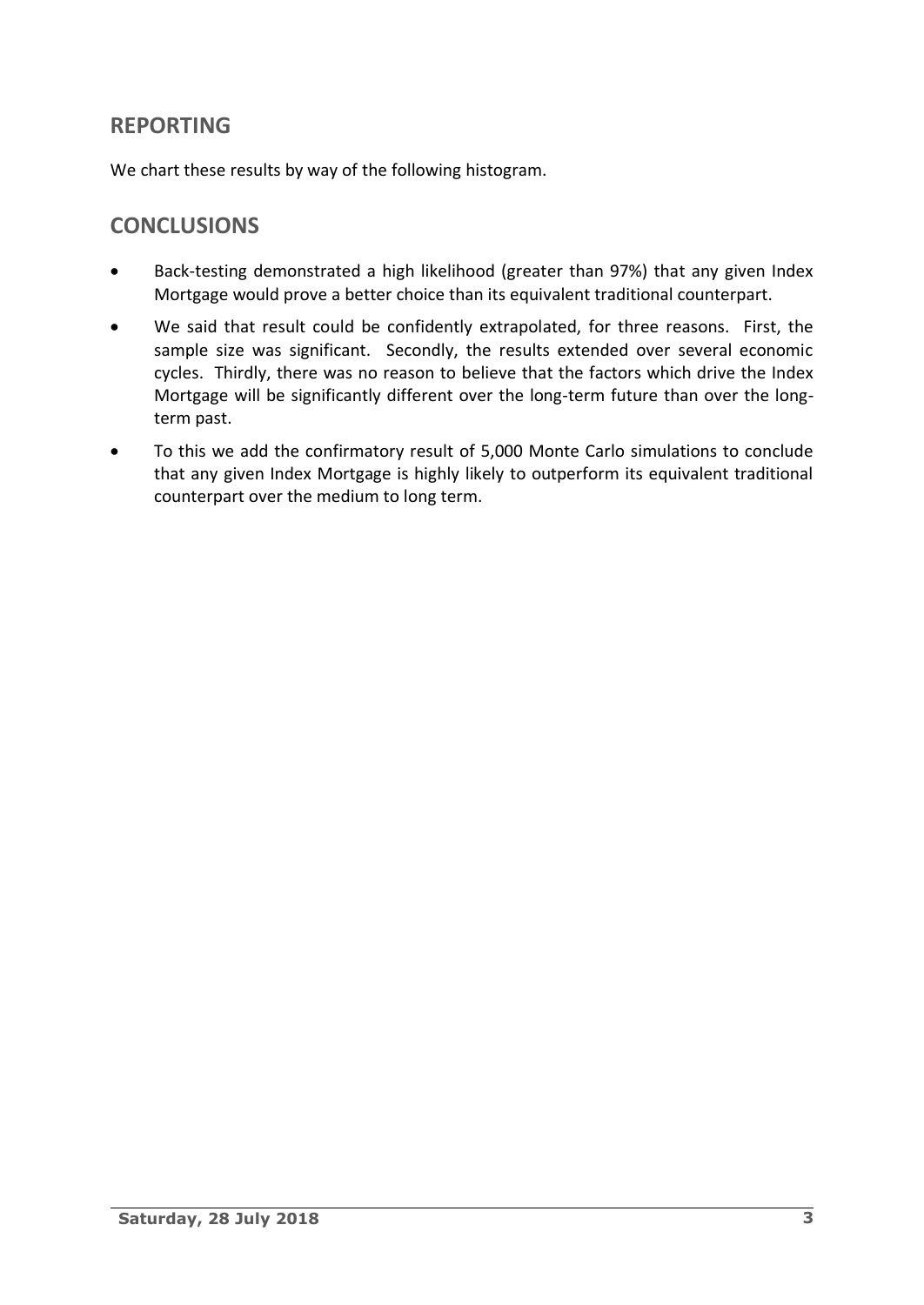## REPORTING

We chart these results by way of the following histogram.

## CONCLUSIONS

- Back-testing demonstrated a high likelihood (greater than 97%) that any given Index Mortgage would prove a better choice than its equivalent traditional counterpart.
- We said that result could be confidently extrapolated, for three reasons. First, the sample size was significant. Secondly, the results extended over several economic cycles. Thirdly, there was no reason to believe that the factors which drive the Index Mortgage will be significantly different over the long-term future than over the long-term past.
- To this we add the confirmatory result of 5,000 Monte Carlo simulations to conclude that any given Index Mortgage is highly likely to outperform its equivalent traditional counterpart over the medium to long term.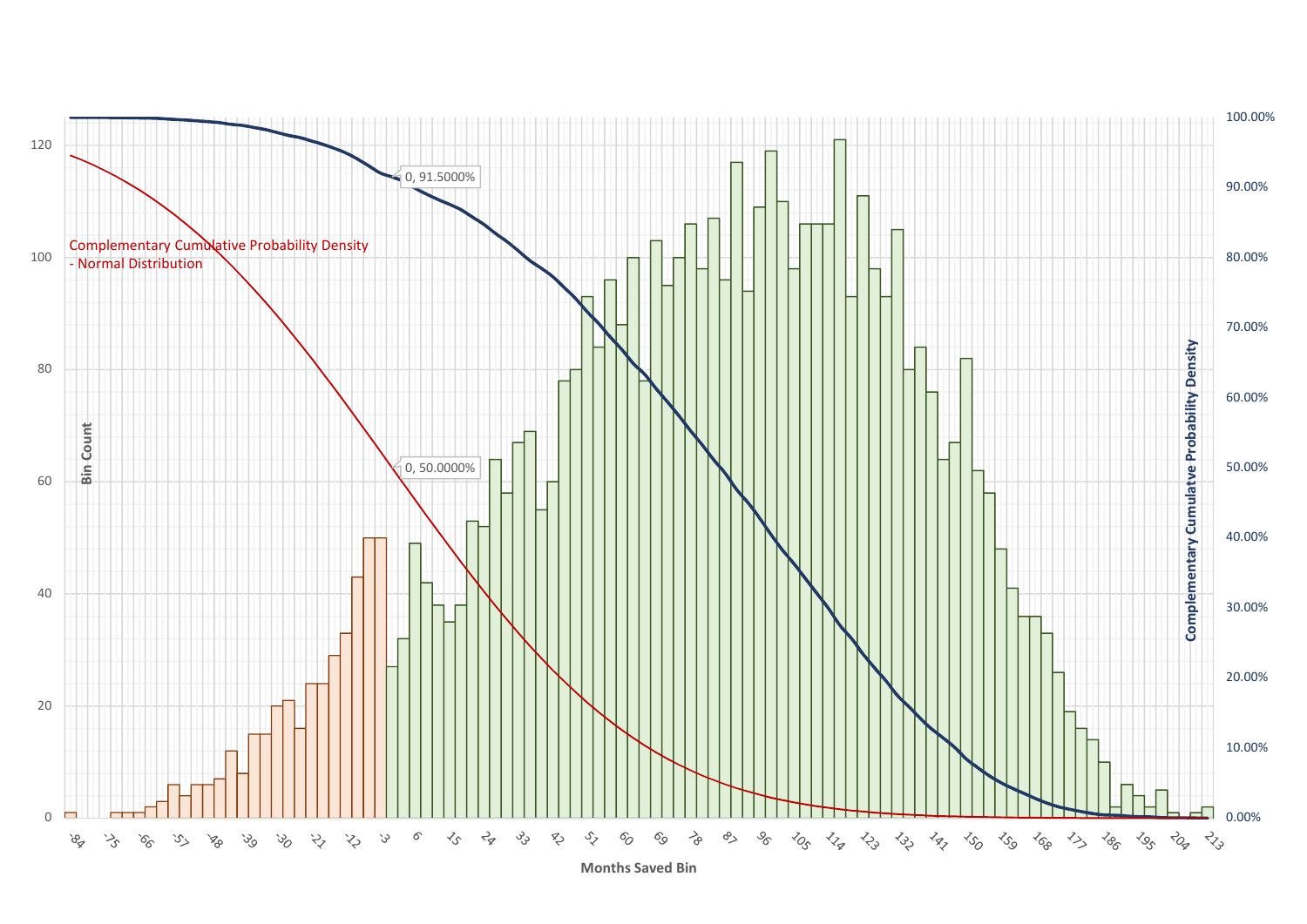Complementary Cumulative Probability Density - Normal Distribution

0, 91.5000%

0, 50.0000%

Bin Count

Complementary Cumulative Probability Density

Months Saved Bin

120
100
80
60
40
20
0

100.00%
90.00%
80.00%
70.00%
60.00%
50.00%
40.00%
30.00%
20.00%
10.00%
0.00%

-84 -75 -66 -57 -48 -39 -30 -21 -12 -3 6 15 24 33 42 51 60 69 78 87 96 105 114 123 132 141 150 159 168 177 186 195 204 213